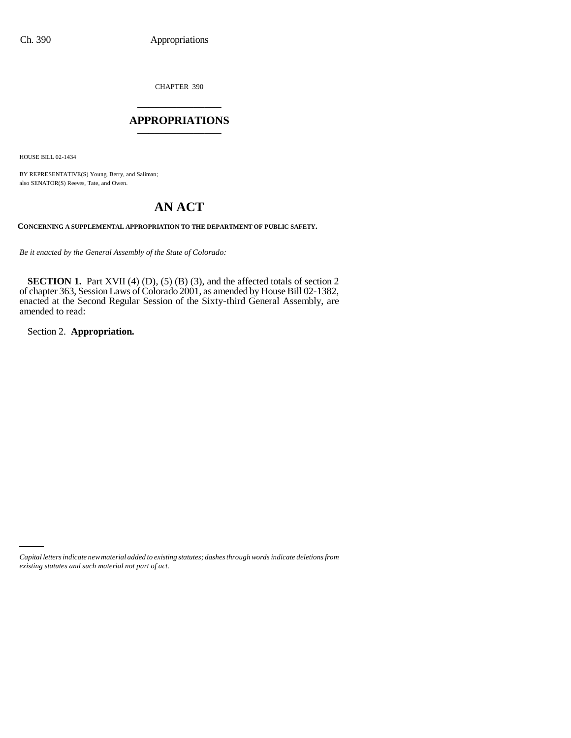CHAPTER 390

# APPROPRIATIONS

HOUSE BILL 02-1434

BY REPRESENTATIVE(S) Young, Berry, and Saliman;
also SENATOR(S) Reeves, Tate, and Owen.

# AN ACT

**CONCERNING A SUPPLEMENTAL APPROPRIATION TO THE DEPARTMENT OF PUBLIC SAFETY.**

*Be it enacted by the General Assembly of the State of Colorado:*

**SECTION 1.** Part XVII (4) (D), (5) (B) (3), and the affected totals of section 2 of chapter 363, Session Laws of Colorado 2001, as amended by House Bill 02-1382, enacted at the Second Regular Session of the Sixty-third General Assembly, are amended to read:

Section 2. **Appropriation.**

*Capital letters indicate new material added to existing statutes; dashes through words indicate deletions from existing statutes and such material not part of act.*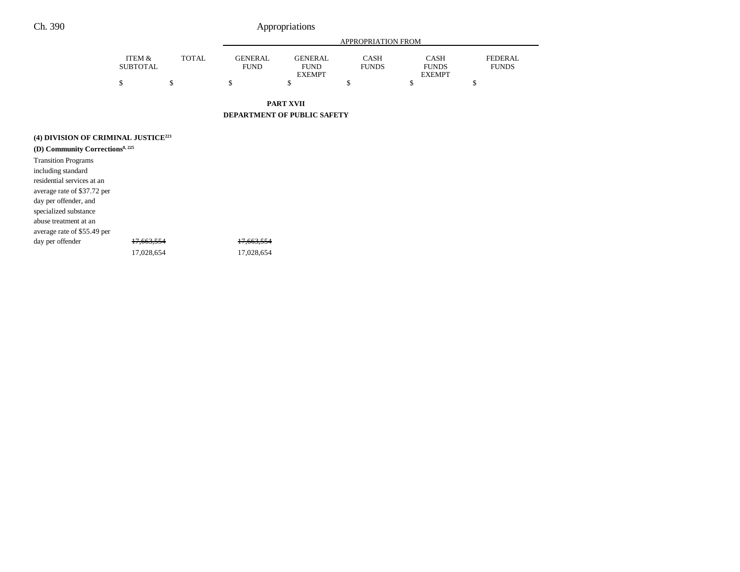## PART XVII
## DEPARTMENT OF PUBLIC SAFETY

|  | ITEM & SUBTOTAL | TOTAL | GENERAL FUND | GENERAL FUND EXEMPT | CASH FUNDS | CASH FUNDS EXEMPT | FEDERAL FUNDS |
|---|---|---|---|---|---|---|---|
|  |  |  | APPROPRIATION FROM |  |  |  |  |
|  | $ | $ | $ | $ | $ | $ | $ |
| **(4) DIVISION OF CRIMINAL JUSTICE[221]** |  |  |  |  |  |  |  |
| **(D) Community Corrections[8, 225]** |  |  |  |  |  |  |  |
| Transition Programs including standard residential services at an average rate of $37.72 per day per offender, and specialized substance abuse treatment at an average rate of $55.49 per day per offender | ~~17,663,554~~ |  | ~~17,663,554~~ |  |  |  |  |
|  | 17,028,654 |  | 17,028,654 |  |  |  |  |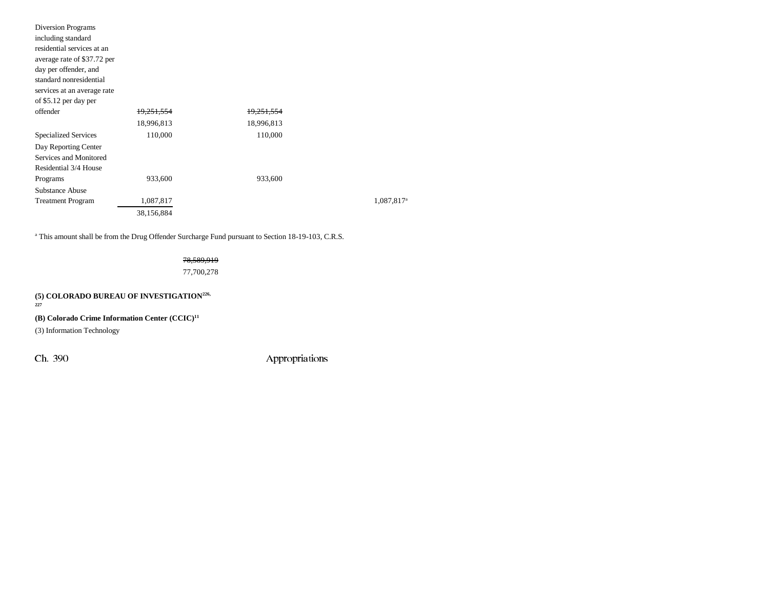| | | | | |
|---|---|---|---|---|
| Diversion Programs including standard residential services at an average rate of $37.72 per day per offender, and standard nonresidential services at an average rate of $5.12 per day per offender | ~~19,251,554~~ | ~~19,251,554~~ | | |
| | 18,996,813 | 18,996,813 | | |
| Specialized Services | 110,000 | 110,000 | | |
| Day Reporting Center Services and Monitored Residential 3/4 House Programs | 933,600 | 933,600 | | |
| Substance Abuse Treatment Program | 1,087,817 | | | 1,087,817[a] |
| | 38,156,884 | | | |

[a] This amount shall be from the Drug Offender Surcharge Fund pursuant to Section 18-19-103, C.R.S.

| | |
|---|---|
| | ~~78,589,919~~ |
| | 77,700,278 |

**(5) COLORADO BUREAU OF INVESTIGATION[226, 227]**

**(B) Colorado Crime Information Center (CCIC)[11]**

(3) Information Technology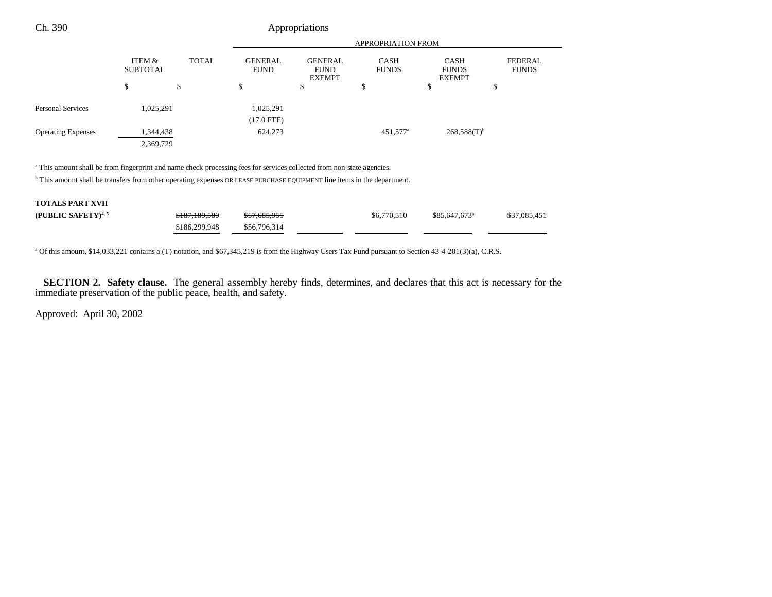| | ITEM & SUBTOTAL | TOTAL | GENERAL FUND | GENERAL FUND EXEMPT | CASH FUNDS | CASH FUNDS EXEMPT | FEDERAL FUNDS |
|---|---|---|---|---|---|---|---|
| | | | APPROPRIATION FROM | | | | |
| | $ | $ | $ | $ | $ | $ | $ |
| Personal Services | 1,025,291 | | 1,025,291 | | | | |
| | | | (17.0 FTE) | | | | |
| Operating Expenses | 1,344,438 | | 624,273 | | 451,577[a] | 268,588(T)[b] | |
| | 2,369,729 | | | | | | |

[a] This amount shall be from fingerprint and name check processing fees for services collected from non-state agencies.

[b] This amount shall be transfers from other operating expenses OR LEASE PURCHASE EQUIPMENT line items in the department.

| | ITEM & SUBTOTAL | TOTAL | GENERAL FUND | GENERAL FUND EXEMPT | CASH FUNDS | CASH FUNDS EXEMPT | FEDERAL FUNDS |
|---|---|---|---|---|---|---|---|
| **TOTALS PART XVII** | | | | | | | |
| **(PUBLIC SAFETY)**[4, 5] | | ~~$187,189,589~~ | ~~$57,685,955~~ | | $6,770,510 | $85,647,673[a] | $37,085,451 |
| | | $186,299,948 | $56,796,314 | | | | |

[a] Of this amount, $14,033,221 contains a (T) notation, and $67,345,219 is from the Highway Users Tax Fund pursuant to Section 43-4-201(3)(a), C.R.S.

**SECTION 2. Safety clause.** The general assembly hereby finds, determines, and declares that this act is necessary for the immediate preservation of the public peace, health, and safety.

Approved: April 30, 2002